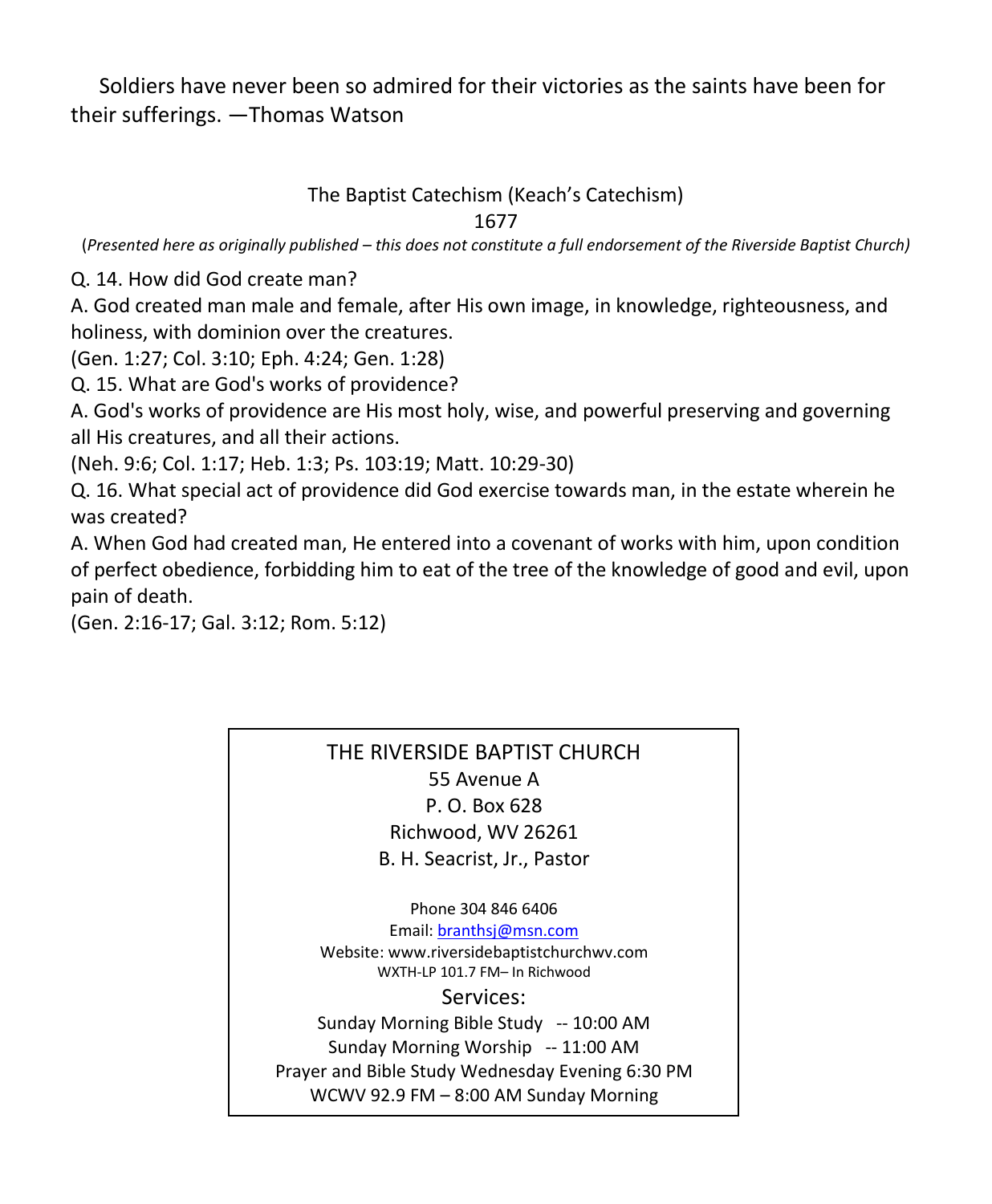Soldiers have never been so admired for their victories as the saints have been for their sufferings. —Thomas Watson

## The Baptist Catechism (Keach's Catechism)

1677

(*Presented here as originally published – this does not constitute a full endorsement of the Riverside Baptist Church*)

Q. 14. How did God create man?

A. God created man male and female, after His own image, in knowledge, righteousness, and holiness, with dominion over the creatures.

(Gen. 1:27; Col. 3:10; Eph. 4:24; Gen. 1:28)

Q. 15. What are God's works of providence?

A. God's works of providence are His most holy, wise, and powerful preserving and governing all His creatures, and all their actions.

(Neh. 9:6; Col. 1:17; Heb. 1:3; Ps. 103:19; Matt. 10:29-30)

Q. 16. What special act of providence did God exercise towards man, in the estate wherein he was created?

A. When God had created man, He entered into a covenant of works with him, upon condition of perfect obedience, forbidding him to eat of the tree of the knowledge of good and evil, upon pain of death.

(Gen. 2:16-17; Gal. 3:12; Rom. 5:12)

THE RIVERSIDE BAPTIST CHURCH
55 Avenue A
P. O. Box 628
Richwood, WV 26261
B. H. Seacrist, Jr., Pastor

Phone 304 846 6406
Email: branthsj@msn.com
Website: www.riversidebaptistchurchwv.com
WXTH-LP 101.7 FM– In Richwood

Services:
Sunday Morning Bible Study -- 10:00 AM
Sunday Morning Worship -- 11:00 AM
Prayer and Bible Study Wednesday Evening 6:30 PM
WCWV 92.9 FM – 8:00 AM Sunday Morning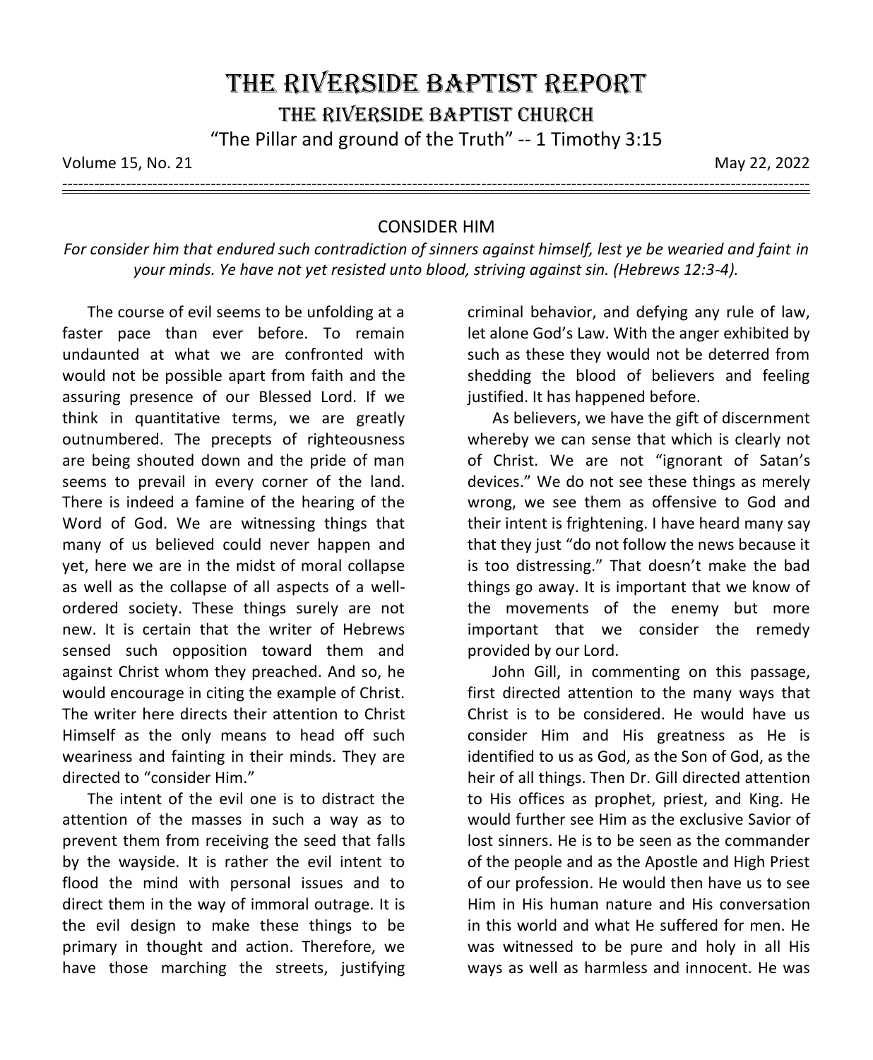# THE RIVERSIDE BAPTIST REPORT

## THE RIVERSIDE BAPTIST CHURCH

"The Pillar and ground of the Truth" -- 1 Timothy 3:15

Volume 15, No. 21 May 22, 2022

---

### CONSIDER HIM

*For consider him that endured such contradiction of sinners against himself, lest ye be wearied and faint in your minds. Ye have not yet resisted unto blood, striving against sin. (Hebrews 12:3-4).*

The course of evil seems to be unfolding at a faster pace than ever before. To remain undaunted at what we are confronted with would not be possible apart from faith and the assuring presence of our Blessed Lord. If we think in quantitative terms, we are greatly outnumbered. The precepts of righteousness are being shouted down and the pride of man seems to prevail in every corner of the land. There is indeed a famine of the hearing of the Word of God. We are witnessing things that many of us believed could never happen and yet, here we are in the midst of moral collapse as well as the collapse of all aspects of a well-ordered society. These things surely are not new. It is certain that the writer of Hebrews sensed such opposition toward them and against Christ whom they preached. And so, he would encourage in citing the example of Christ. The writer here directs their attention to Christ Himself as the only means to head off such weariness and fainting in their minds. They are directed to "consider Him."

The intent of the evil one is to distract the attention of the masses in such a way as to prevent them from receiving the seed that falls by the wayside. It is rather the evil intent to flood the mind with personal issues and to direct them in the way of immoral outrage. It is the evil design to make these things to be primary in thought and action. Therefore, we have those marching the streets, justifying criminal behavior, and defying any rule of law, let alone God's Law. With the anger exhibited by such as these they would not be deterred from shedding the blood of believers and feeling justified. It has happened before.

As believers, we have the gift of discernment whereby we can sense that which is clearly not of Christ. We are not "ignorant of Satan's devices." We do not see these things as merely wrong, we see them as offensive to God and their intent is frightening. I have heard many say that they just "do not follow the news because it is too distressing." That doesn't make the bad things go away. It is important that we know of the movements of the enemy but more important that we consider the remedy provided by our Lord.

John Gill, in commenting on this passage, first directed attention to the many ways that Christ is to be considered. He would have us consider Him and His greatness as He is identified to us as God, as the Son of God, as the heir of all things. Then Dr. Gill directed attention to His offices as prophet, priest, and King. He would further see Him as the exclusive Savior of lost sinners. He is to be seen as the commander of the people and as the Apostle and High Priest of our profession. He would then have us to see Him in His human nature and His conversation in this world and what He suffered for men. He was witnessed to be pure and holy in all His ways as well as harmless and innocent. He was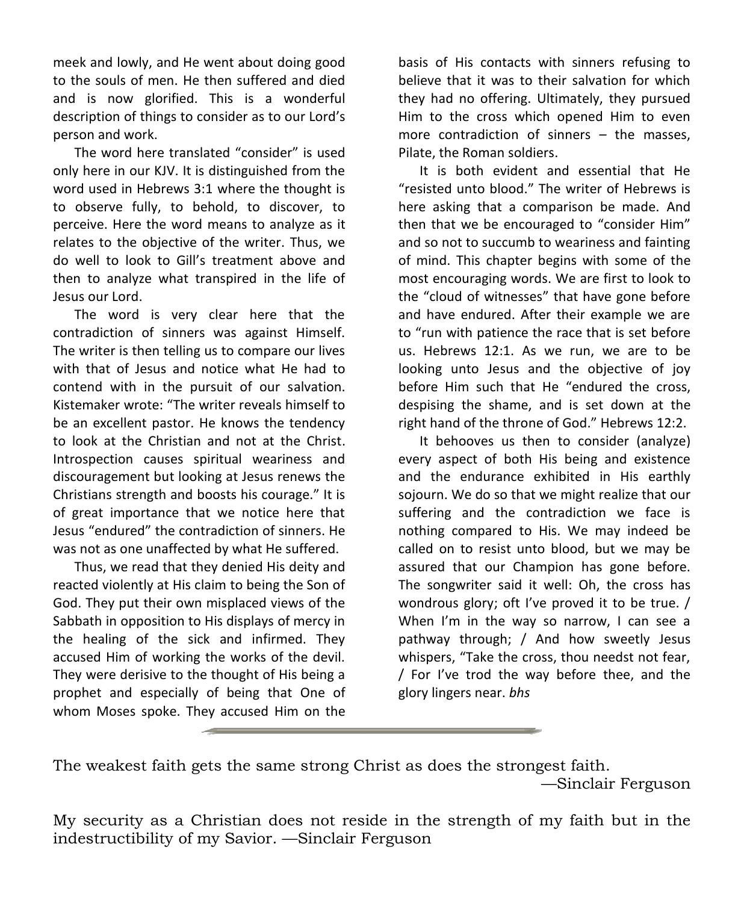meek and lowly, and He went about doing good to the souls of men. He then suffered and died and is now glorified. This is a wonderful description of things to consider as to our Lord's person and work.

The word here translated "consider" is used only here in our KJV. It is distinguished from the word used in Hebrews 3:1 where the thought is to observe fully, to behold, to discover, to perceive. Here the word means to analyze as it relates to the objective of the writer. Thus, we do well to look to Gill's treatment above and then to analyze what transpired in the life of Jesus our Lord.

The word is very clear here that the contradiction of sinners was against Himself. The writer is then telling us to compare our lives with that of Jesus and notice what He had to contend with in the pursuit of our salvation. Kistemaker wrote: "The writer reveals himself to be an excellent pastor. He knows the tendency to look at the Christian and not at the Christ. Introspection causes spiritual weariness and discouragement but looking at Jesus renews the Christians strength and boosts his courage." It is of great importance that we notice here that Jesus "endured" the contradiction of sinners. He was not as one unaffected by what He suffered.

Thus, we read that they denied His deity and reacted violently at His claim to being the Son of God. They put their own misplaced views of the Sabbath in opposition to His displays of mercy in the healing of the sick and infirmed. They accused Him of working the works of the devil. They were derisive to the thought of His being a prophet and especially of being that One of whom Moses spoke. They accused Him on the basis of His contacts with sinners refusing to believe that it was to their salvation for which they had no offering. Ultimately, they pursued Him to the cross which opened Him to even more contradiction of sinners – the masses, Pilate, the Roman soldiers.

It is both evident and essential that He "resisted unto blood." The writer of Hebrews is here asking that a comparison be made. And then that we be encouraged to "consider Him" and so not to succumb to weariness and fainting of mind. This chapter begins with some of the most encouraging words. We are first to look to the "cloud of witnesses" that have gone before and have endured. After their example we are to "run with patience the race that is set before us. Hebrews 12:1. As we run, we are to be looking unto Jesus and the objective of joy before Him such that He "endured the cross, despising the shame, and is set down at the right hand of the throne of God." Hebrews 12:2.

It behooves us then to consider (analyze) every aspect of both His being and existence and the endurance exhibited in His earthly sojourn. We do so that we might realize that our suffering and the contradiction we face is nothing compared to His. We may indeed be called on to resist unto blood, but we may be assured that our Champion has gone before. The songwriter said it well: Oh, the cross has wondrous glory; oft I've proved it to be true. / When I'm in the way so narrow, I can see a pathway through; / And how sweetly Jesus whispers, "Take the cross, thou needst not fear, / For I've trod the way before thee, and the glory lingers near. *bhs*

---

The weakest faith gets the same strong Christ as does the strongest faith.
—Sinclair Ferguson

My security as a Christian does not reside in the strength of my faith but in the indestructibility of my Savior. —Sinclair Ferguson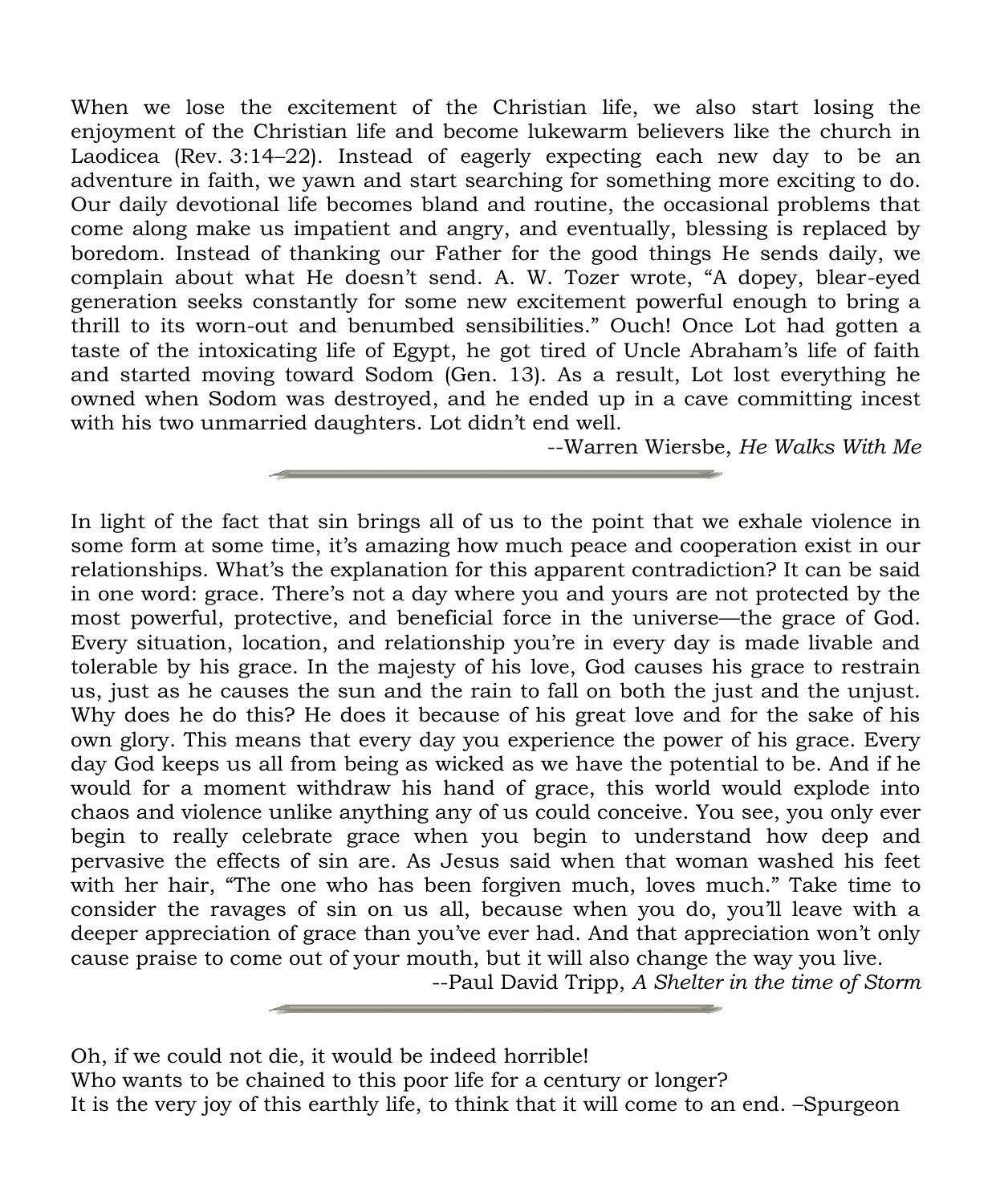When we lose the excitement of the Christian life, we also start losing the enjoyment of the Christian life and become lukewarm believers like the church in Laodicea (Rev. 3:14–22). Instead of eagerly expecting each new day to be an adventure in faith, we yawn and start searching for something more exciting to do. Our daily devotional life becomes bland and routine, the occasional problems that come along make us impatient and angry, and eventually, blessing is replaced by boredom. Instead of thanking our Father for the good things He sends daily, we complain about what He doesn't send. A. W. Tozer wrote, "A dopey, blear-eyed generation seeks constantly for some new excitement powerful enough to bring a thrill to its worn-out and benumbed sensibilities." Ouch! Once Lot had gotten a taste of the intoxicating life of Egypt, he got tired of Uncle Abraham's life of faith and started moving toward Sodom (Gen. 13). As a result, Lot lost everything he owned when Sodom was destroyed, and he ended up in a cave committing incest with his two unmarried daughters. Lot didn't end well.

--Warren Wiersbe, *He Walks With Me*

---

In light of the fact that sin brings all of us to the point that we exhale violence in some form at some time, it's amazing how much peace and cooperation exist in our relationships. What's the explanation for this apparent contradiction? It can be said in one word: grace. There's not a day where you and yours are not protected by the most powerful, protective, and beneficial force in the universe—the grace of God. Every situation, location, and relationship you're in every day is made livable and tolerable by his grace. In the majesty of his love, God causes his grace to restrain us, just as he causes the sun and the rain to fall on both the just and the unjust. Why does he do this? He does it because of his great love and for the sake of his own glory. This means that every day you experience the power of his grace. Every day God keeps us all from being as wicked as we have the potential to be. And if he would for a moment withdraw his hand of grace, this world would explode into chaos and violence unlike anything any of us could conceive. You see, you only ever begin to really celebrate grace when you begin to understand how deep and pervasive the effects of sin are. As Jesus said when that woman washed his feet with her hair, "The one who has been forgiven much, loves much." Take time to consider the ravages of sin on us all, because when you do, you'll leave with a deeper appreciation of grace than you've ever had. And that appreciation won't only cause praise to come out of your mouth, but it will also change the way you live.

--Paul David Tripp, *A Shelter in the time of Storm*

---

Oh, if we could not die, it would be indeed horrible!
Who wants to be chained to this poor life for a century or longer?
It is the very joy of this earthly life, to think that it will come to an end. –Spurgeon